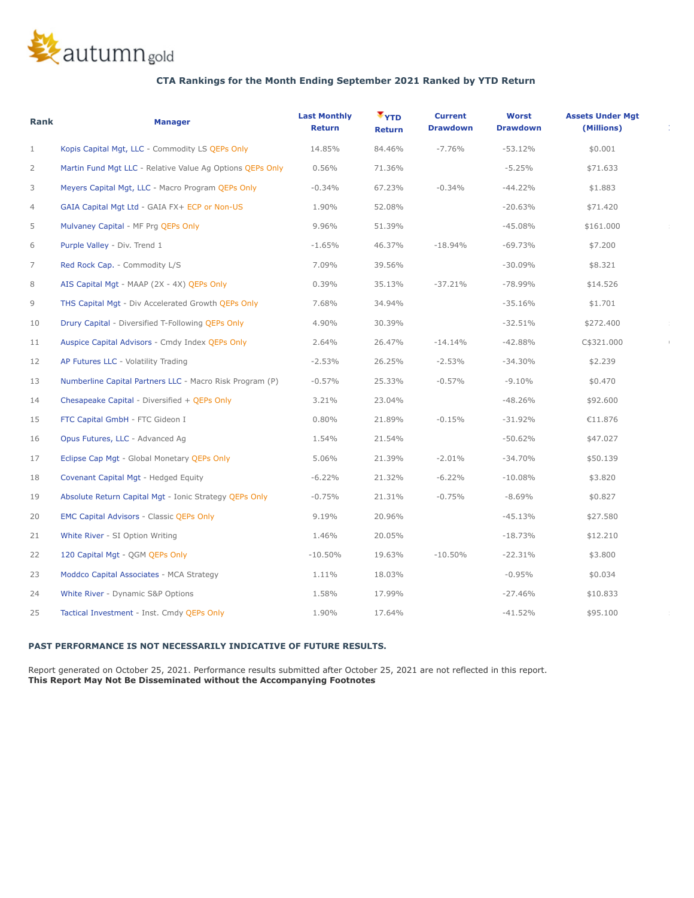autumn gold

**CTA Rankings for the Month Ending September 2021 Ranked by YTD Return**

| Rank | Manager | Last Monthly Return | YTD Return | Current Drawdown | Worst Drawdown | Assets Under Mgt (Millions) |
|---|---|---|---|---|---|---|
| 1 | Kopis Capital Mgt, LLC - Commodity LS QEPs Only | 14.85% | 84.46% | -7.76% | -53.12% | $0.001 |
| 2 | Martin Fund Mgt LLC - Relative Value Ag Options QEPs Only | 0.56% | 71.36% | | -5.25% | $71.633 |
| 3 | Meyers Capital Mgt, LLC - Macro Program QEPs Only | -0.34% | 67.23% | -0.34% | -44.22% | $1.883 |
| 4 | GAIA Capital Mgt Ltd - GAIA FX+ ECP or Non-US | 1.90% | 52.08% | | -20.63% | $71.420 |
| 5 | Mulvaney Capital - MF Prg QEPs Only | 9.96% | 51.39% | | -45.08% | $161.000 |
| 6 | Purple Valley - Div. Trend 1 | -1.65% | 46.37% | -18.94% | -69.73% | $7.200 |
| 7 | Red Rock Cap. - Commodity L/S | 7.09% | 39.56% | | -30.09% | $8.321 |
| 8 | AIS Capital Mgt - MAAP (2X - 4X) QEPs Only | 0.39% | 35.13% | -37.21% | -78.99% | $14.526 |
| 9 | THS Capital Mgt - Div Accelerated Growth QEPs Only | 7.68% | 34.94% | | -35.16% | $1.701 |
| 10 | Drury Capital - Diversified T-Following QEPs Only | 4.90% | 30.39% | | -32.51% | $272.400 |
| 11 | Auspice Capital Advisors - Cmdy Index QEPs Only | 2.64% | 26.47% | -14.14% | -42.88% | C$321.000 |
| 12 | AP Futures LLC - Volatility Trading | -2.53% | 26.25% | -2.53% | -34.30% | $2.239 |
| 13 | Numberline Capital Partners LLC - Macro Risk Program (P) | -0.57% | 25.33% | -0.57% | -9.10% | $0.470 |
| 14 | Chesapeake Capital - Diversified + QEPs Only | 3.21% | 23.04% | | -48.26% | $92.600 |
| 15 | FTC Capital GmbH - FTC Gideon I | 0.80% | 21.89% | -0.15% | -31.92% | €11.876 |
| 16 | Opus Futures, LLC - Advanced Ag | 1.54% | 21.54% | | -50.62% | $47.027 |
| 17 | Eclipse Cap Mgt - Global Monetary QEPs Only | 5.06% | 21.39% | -2.01% | -34.70% | $50.139 |
| 18 | Covenant Capital Mgt - Hedged Equity | -6.22% | 21.32% | -6.22% | -10.08% | $3.820 |
| 19 | Absolute Return Capital Mgt - Ionic Strategy QEPs Only | -0.75% | 21.31% | -0.75% | -8.69% | $0.827 |
| 20 | EMC Capital Advisors - Classic QEPs Only | 9.19% | 20.96% | | -45.13% | $27.580 |
| 21 | White River - SI Option Writing | 1.46% | 20.05% | | -18.73% | $12.210 |
| 22 | 120 Capital Mgt - QGM QEPs Only | -10.50% | 19.63% | -10.50% | -22.31% | $3.800 |
| 23 | Moddco Capital Associates - MCA Strategy | 1.11% | 18.03% | | -0.95% | $0.034 |
| 24 | White River - Dynamic S&P Options | 1.58% | 17.99% | | -27.46% | $10.833 |
| 25 | Tactical Investment - Inst. Cmdy QEPs Only | 1.90% | 17.64% | | -41.52% | $95.100 |

**PAST PERFORMANCE IS NOT NECESSARILY INDICATIVE OF FUTURE RESULTS.**

Report generated on October 25, 2021. Performance results submitted after October 25, 2021 are not reflected in this report.
**This Report May Not Be Disseminated without the Accompanying Footnotes**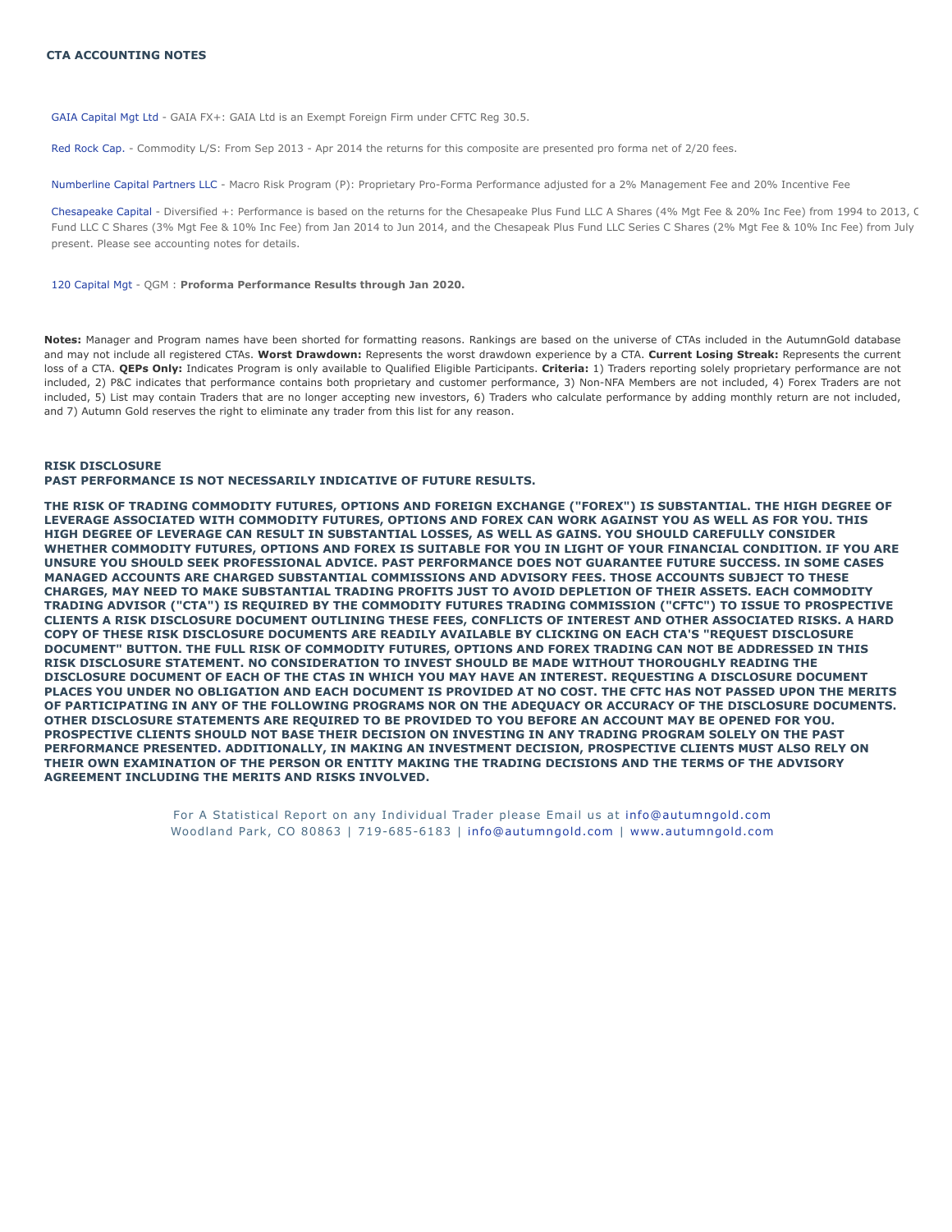## CTA ACCOUNTING NOTES

GAIA Capital Mgt Ltd - GAIA FX+: GAIA Ltd is an Exempt Foreign Firm under CFTC Reg 30.5.

Red Rock Cap. - Commodity L/S: From Sep 2013 - Apr 2014 the returns for this composite are presented pro forma net of 2/20 fees.

Numberline Capital Partners LLC - Macro Risk Program (P): Proprietary Pro-Forma Performance adjusted for a 2% Management Fee and 20% Incentive Fee

Chesapeake Capital - Diversified +: Performance is based on the returns for the Chesapeake Plus Fund LLC A Shares (4% Mgt Fee & 20% Inc Fee) from 1994 to 2013, C Fund LLC C Shares (3% Mgt Fee & 10% Inc Fee) from Jan 2014 to Jun 2014, and the Chesapeak Plus Fund LLC Series C Shares (2% Mgt Fee & 10% Inc Fee) from July present. Please see accounting notes for details.

120 Capital Mgt - QGM : **Proforma Performance Results through Jan 2020.**

**Notes:** Manager and Program names have been shorted for formatting reasons. Rankings are based on the universe of CTAs included in the AutumnGold database and may not include all registered CTAs. **Worst Drawdown:** Represents the worst drawdown experience by a CTA. **Current Losing Streak:** Represents the current loss of a CTA. **QEPs Only:** Indicates Program is only available to Qualified Eligible Participants. **Criteria:** 1) Traders reporting solely proprietary performance are not included, 2) P&C indicates that performance contains both proprietary and customer performance, 3) Non-NFA Members are not included, 4) Forex Traders are not included, 5) List may contain Traders that are no longer accepting new investors, 6) Traders who calculate performance by adding monthly return are not included, and 7) Autumn Gold reserves the right to eliminate any trader from this list for any reason.

**RISK DISCLOSURE**
**PAST PERFORMANCE IS NOT NECESSARILY INDICATIVE OF FUTURE RESULTS.**

**THE RISK OF TRADING COMMODITY FUTURES, OPTIONS AND FOREIGN EXCHANGE ("FOREX") IS SUBSTANTIAL. THE HIGH DEGREE OF LEVERAGE ASSOCIATED WITH COMMODITY FUTURES, OPTIONS AND FOREX CAN WORK AGAINST YOU AS WELL AS FOR YOU. THIS HIGH DEGREE OF LEVERAGE CAN RESULT IN SUBSTANTIAL LOSSES, AS WELL AS GAINS. YOU SHOULD CAREFULLY CONSIDER WHETHER COMMODITY FUTURES, OPTIONS AND FOREX IS SUITABLE FOR YOU IN LIGHT OF YOUR FINANCIAL CONDITION. IF YOU ARE UNSURE YOU SHOULD SEEK PROFESSIONAL ADVICE. PAST PERFORMANCE DOES NOT GUARANTEE FUTURE SUCCESS. IN SOME CASES MANAGED ACCOUNTS ARE CHARGED SUBSTANTIAL COMMISSIONS AND ADVISORY FEES. THOSE ACCOUNTS SUBJECT TO THESE CHARGES, MAY NEED TO MAKE SUBSTANTIAL TRADING PROFITS JUST TO AVOID DEPLETION OF THEIR ASSETS. EACH COMMODITY TRADING ADVISOR ("CTA") IS REQUIRED BY THE COMMODITY FUTURES TRADING COMMISSION ("CFTC") TO ISSUE TO PROSPECTIVE CLIENTS A RISK DISCLOSURE DOCUMENT OUTLINING THESE FEES, CONFLICTS OF INTEREST AND OTHER ASSOCIATED RISKS. A HARD COPY OF THESE RISK DISCLOSURE DOCUMENTS ARE READILY AVAILABLE BY CLICKING ON EACH CTA'S "REQUEST DISCLOSURE DOCUMENT" BUTTON. THE FULL RISK OF COMMODITY FUTURES, OPTIONS AND FOREX TRADING CAN NOT BE ADDRESSED IN THIS RISK DISCLOSURE STATEMENT. NO CONSIDERATION TO INVEST SHOULD BE MADE WITHOUT THOROUGHLY READING THE DISCLOSURE DOCUMENT OF EACH OF THE CTAS IN WHICH YOU MAY HAVE AN INTEREST. REQUESTING A DISCLOSURE DOCUMENT PLACES YOU UNDER NO OBLIGATION AND EACH DOCUMENT IS PROVIDED AT NO COST. THE CFTC HAS NOT PASSED UPON THE MERITS OF PARTICIPATING IN ANY OF THE FOLLOWING PROGRAMS NOR ON THE ADEQUACY OR ACCURACY OF THE DISCLOSURE DOCUMENTS. OTHER DISCLOSURE STATEMENTS ARE REQUIRED TO BE PROVIDED TO YOU BEFORE AN ACCOUNT MAY BE OPENED FOR YOU. PROSPECTIVE CLIENTS SHOULD NOT BASE THEIR DECISION ON INVESTING IN ANY TRADING PROGRAM SOLELY ON THE PAST PERFORMANCE PRESENTED. ADDITIONALLY, IN MAKING AN INVESTMENT DECISION, PROSPECTIVE CLIENTS MUST ALSO RELY ON THEIR OWN EXAMINATION OF THE PERSON OR ENTITY MAKING THE TRADING DECISIONS AND THE TERMS OF THE ADVISORY AGREEMENT INCLUDING THE MERITS AND RISKS INVOLVED.**

For A Statistical Report on any Individual Trader please Email us at info@autumngold.com
Woodland Park, CO 80863 | 719-685-6183 | info@autumngold.com | www.autumngold.com